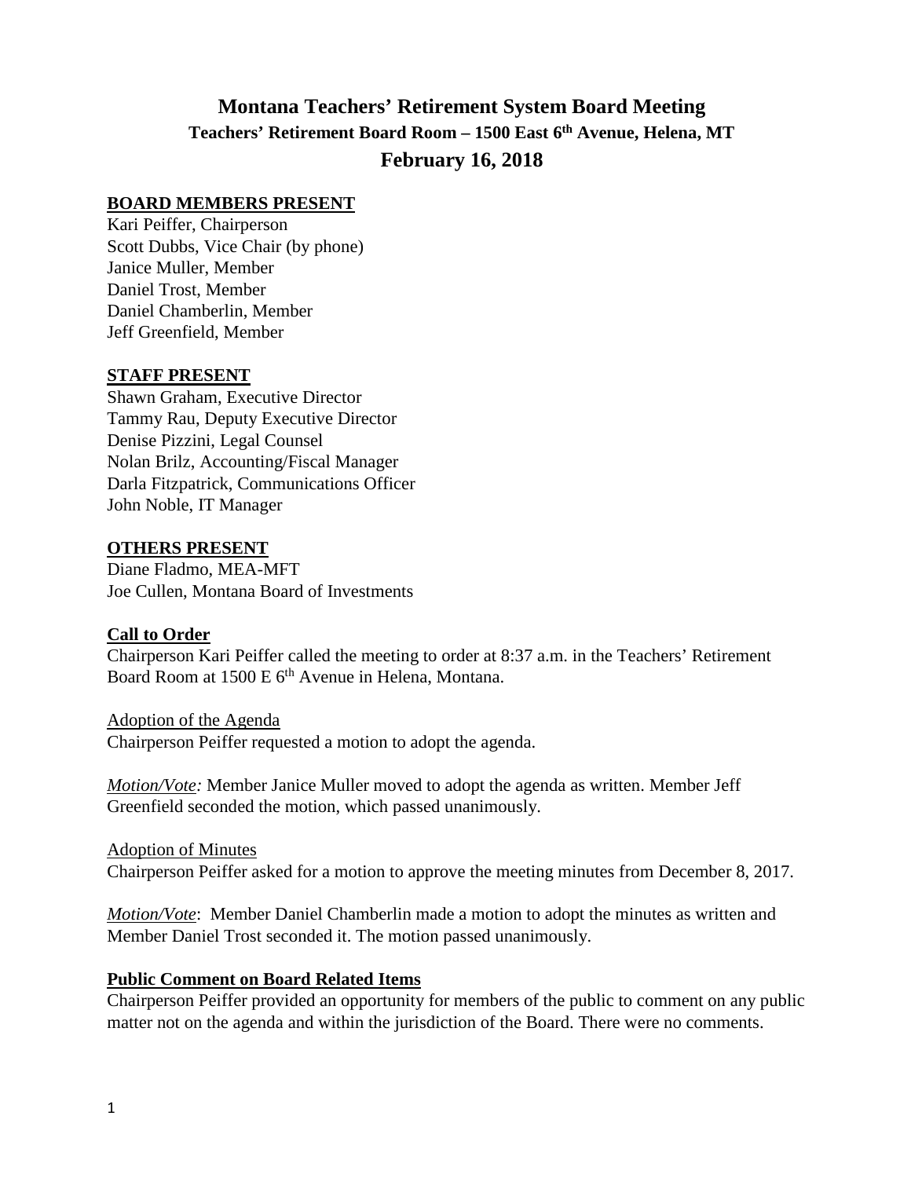# Montana Teachers' Retirement System Board Meeting

## Teachers' Retirement Board Room – 1500 East 6th Avenue, Helena, MT

## February 16, 2018

**BOARD MEMBERS PRESENT**

Kari Peiffer, Chairperson
Scott Dubbs, Vice Chair (by phone)
Janice Muller, Member
Daniel Trost, Member
Daniel Chamberlin, Member
Jeff Greenfield, Member

**STAFF PRESENT**

Shawn Graham, Executive Director
Tammy Rau, Deputy Executive Director
Denise Pizzini, Legal Counsel
Nolan Brilz, Accounting/Fiscal Manager
Darla Fitzpatrick, Communications Officer
John Noble, IT Manager

**OTHERS PRESENT**

Diane Fladmo, MEA-MFT
Joe Cullen, Montana Board of Investments

**Call to Order**

Chairperson Kari Peiffer called the meeting to order at 8:37 a.m. in the Teachers' Retirement Board Room at 1500 E 6th Avenue in Helena, Montana.

Adoption of the Agenda

Chairperson Peiffer requested a motion to adopt the agenda.

*Motion/Vote:* Member Janice Muller moved to adopt the agenda as written. Member Jeff Greenfield seconded the motion, which passed unanimously.

Adoption of Minutes

Chairperson Peiffer asked for a motion to approve the meeting minutes from December 8, 2017.

*Motion/Vote*: Member Daniel Chamberlin made a motion to adopt the minutes as written and Member Daniel Trost seconded it. The motion passed unanimously.

**Public Comment on Board Related Items**

Chairperson Peiffer provided an opportunity for members of the public to comment on any public matter not on the agenda and within the jurisdiction of the Board. There were no comments.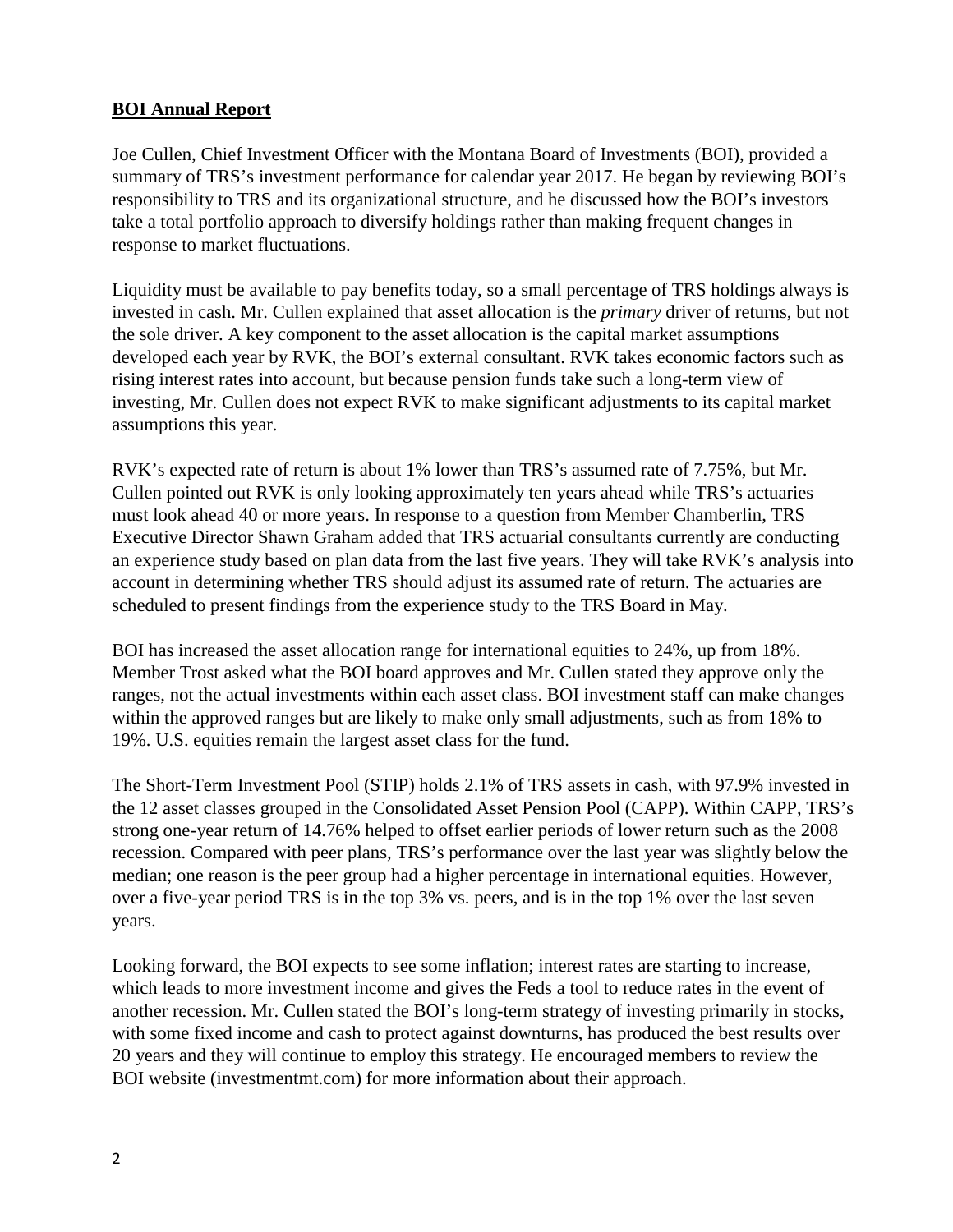**BOI Annual Report**

Joe Cullen, Chief Investment Officer with the Montana Board of Investments (BOI), provided a summary of TRS's investment performance for calendar year 2017. He began by reviewing BOI's responsibility to TRS and its organizational structure, and he discussed how the BOI's investors take a total portfolio approach to diversify holdings rather than making frequent changes in response to market fluctuations.

Liquidity must be available to pay benefits today, so a small percentage of TRS holdings always is invested in cash. Mr. Cullen explained that asset allocation is the *primary* driver of returns, but not the sole driver. A key component to the asset allocation is the capital market assumptions developed each year by RVK, the BOI's external consultant. RVK takes economic factors such as rising interest rates into account, but because pension funds take such a long-term view of investing, Mr. Cullen does not expect RVK to make significant adjustments to its capital market assumptions this year.

RVK's expected rate of return is about 1% lower than TRS's assumed rate of 7.75%, but Mr. Cullen pointed out RVK is only looking approximately ten years ahead while TRS's actuaries must look ahead 40 or more years. In response to a question from Member Chamberlin, TRS Executive Director Shawn Graham added that TRS actuarial consultants currently are conducting an experience study based on plan data from the last five years. They will take RVK's analysis into account in determining whether TRS should adjust its assumed rate of return. The actuaries are scheduled to present findings from the experience study to the TRS Board in May.

BOI has increased the asset allocation range for international equities to 24%, up from 18%. Member Trost asked what the BOI board approves and Mr. Cullen stated they approve only the ranges, not the actual investments within each asset class. BOI investment staff can make changes within the approved ranges but are likely to make only small adjustments, such as from 18% to 19%. U.S. equities remain the largest asset class for the fund.

The Short-Term Investment Pool (STIP) holds 2.1% of TRS assets in cash, with 97.9% invested in the 12 asset classes grouped in the Consolidated Asset Pension Pool (CAPP). Within CAPP, TRS's strong one-year return of 14.76% helped to offset earlier periods of lower return such as the 2008 recession. Compared with peer plans, TRS's performance over the last year was slightly below the median; one reason is the peer group had a higher percentage in international equities. However, over a five-year period TRS is in the top 3% vs. peers, and is in the top 1% over the last seven years.

Looking forward, the BOI expects to see some inflation; interest rates are starting to increase, which leads to more investment income and gives the Feds a tool to reduce rates in the event of another recession. Mr. Cullen stated the BOI's long-term strategy of investing primarily in stocks, with some fixed income and cash to protect against downturns, has produced the best results over 20 years and they will continue to employ this strategy. He encouraged members to review the BOI website (investmentmt.com) for more information about their approach.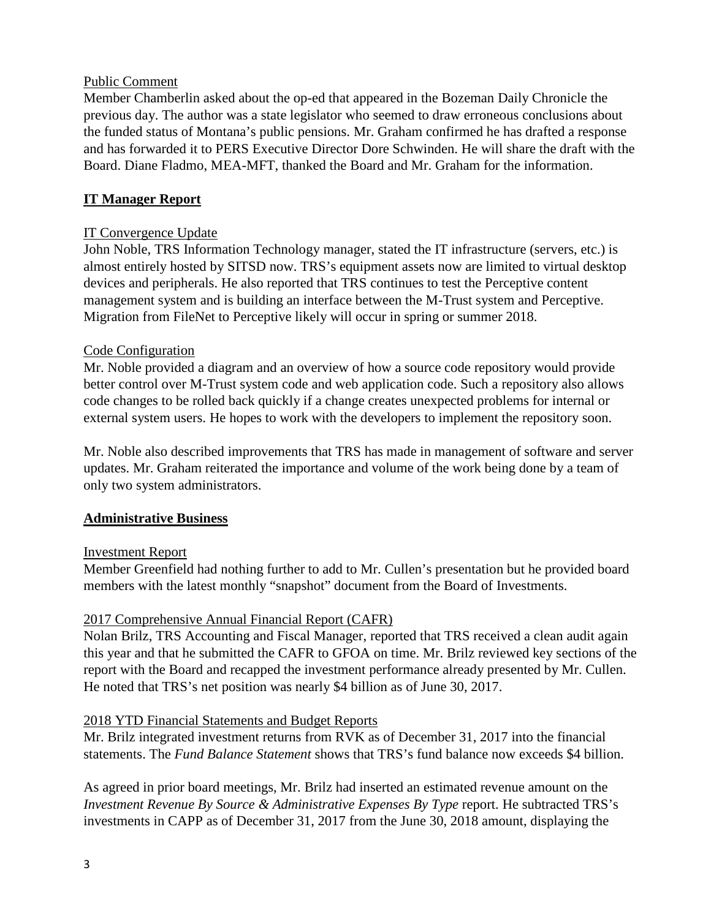Public Comment

Member Chamberlin asked about the op-ed that appeared in the Bozeman Daily Chronicle the previous day. The author was a state legislator who seemed to draw erroneous conclusions about the funded status of Montana's public pensions. Mr. Graham confirmed he has drafted a response and has forwarded it to PERS Executive Director Dore Schwinden. He will share the draft with the Board. Diane Fladmo, MEA-MFT, thanked the Board and Mr. Graham for the information.

## IT Manager Report

IT Convergence Update

John Noble, TRS Information Technology manager, stated the IT infrastructure (servers, etc.) is almost entirely hosted by SITSD now. TRS's equipment assets now are limited to virtual desktop devices and peripherals. He also reported that TRS continues to test the Perceptive content management system and is building an interface between the M-Trust system and Perceptive. Migration from FileNet to Perceptive likely will occur in spring or summer 2018.

Code Configuration

Mr. Noble provided a diagram and an overview of how a source code repository would provide better control over M-Trust system code and web application code. Such a repository also allows code changes to be rolled back quickly if a change creates unexpected problems for internal or external system users. He hopes to work with the developers to implement the repository soon.

Mr. Noble also described improvements that TRS has made in management of software and server updates. Mr. Graham reiterated the importance and volume of the work being done by a team of only two system administrators.

## Administrative Business

Investment Report

Member Greenfield had nothing further to add to Mr. Cullen's presentation but he provided board members with the latest monthly "snapshot" document from the Board of Investments.

2017 Comprehensive Annual Financial Report (CAFR)

Nolan Brilz, TRS Accounting and Fiscal Manager, reported that TRS received a clean audit again this year and that he submitted the CAFR to GFOA on time. Mr. Brilz reviewed key sections of the report with the Board and recapped the investment performance already presented by Mr. Cullen. He noted that TRS's net position was nearly $4 billion as of June 30, 2017.

2018 YTD Financial Statements and Budget Reports

Mr. Brilz integrated investment returns from RVK as of December 31, 2017 into the financial statements. The *Fund Balance Statement* shows that TRS's fund balance now exceeds $4 billion.

As agreed in prior board meetings, Mr. Brilz had inserted an estimated revenue amount on the *Investment Revenue By Source & Administrative Expenses By Type* report. He subtracted TRS's investments in CAPP as of December 31, 2017 from the June 30, 2018 amount, displaying the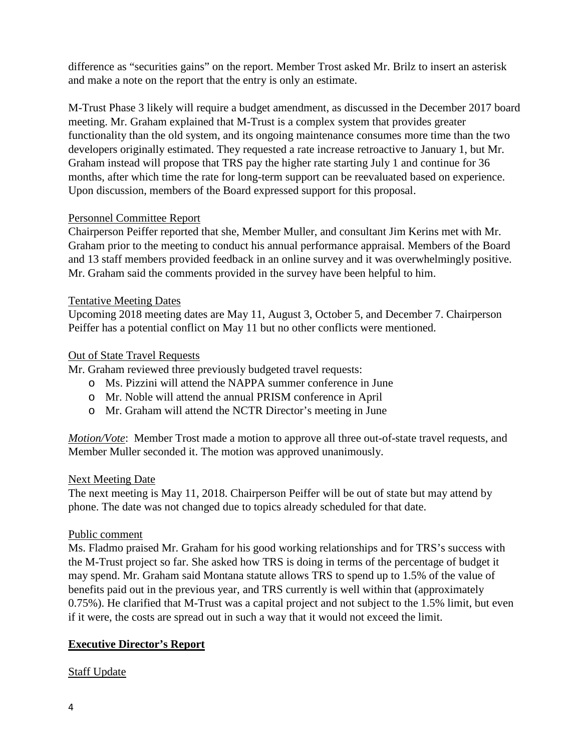difference as "securities gains" on the report. Member Trost asked Mr. Brilz to insert an asterisk and make a note on the report that the entry is only an estimate.

M-Trust Phase 3 likely will require a budget amendment, as discussed in the December 2017 board meeting. Mr. Graham explained that M-Trust is a complex system that provides greater functionality than the old system, and its ongoing maintenance consumes more time than the two developers originally estimated. They requested a rate increase retroactive to January 1, but Mr. Graham instead will propose that TRS pay the higher rate starting July 1 and continue for 36 months, after which time the rate for long-term support can be reevaluated based on experience. Upon discussion, members of the Board expressed support for this proposal.

<u>Personnel Committee Report</u>

Chairperson Peiffer reported that she, Member Muller, and consultant Jim Kerins met with Mr. Graham prior to the meeting to conduct his annual performance appraisal. Members of the Board and 13 staff members provided feedback in an online survey and it was overwhelmingly positive. Mr. Graham said the comments provided in the survey have been helpful to him.

<u>Tentative Meeting Dates</u>

Upcoming 2018 meeting dates are May 11, August 3, October 5, and December 7. Chairperson Peiffer has a potential conflict on May 11 but no other conflicts were mentioned.

<u>Out of State Travel Requests</u>

Mr. Graham reviewed three previously budgeted travel requests:

- Ms. Pizzini will attend the NAPPA summer conference in June
- Mr. Noble will attend the annual PRISM conference in April
- Mr. Graham will attend the NCTR Director's meeting in June

*<u>Motion/Vote</u>*: Member Trost made a motion to approve all three out-of-state travel requests, and Member Muller seconded it. The motion was approved unanimously.

<u>Next Meeting Date</u>

The next meeting is May 11, 2018. Chairperson Peiffer will be out of state but may attend by phone. The date was not changed due to topics already scheduled for that date.

<u>Public comment</u>

Ms. Fladmo praised Mr. Graham for his good working relationships and for TRS's success with the M-Trust project so far. She asked how TRS is doing in terms of the percentage of budget it may spend. Mr. Graham said Montana statute allows TRS to spend up to 1.5% of the value of benefits paid out in the previous year, and TRS currently is well within that (approximately 0.75%). He clarified that M-Trust was a capital project and not subject to the 1.5% limit, but even if it were, the costs are spread out in such a way that it would not exceed the limit.

## <u>**Executive Director's Report**</u>

<u>Staff Update</u>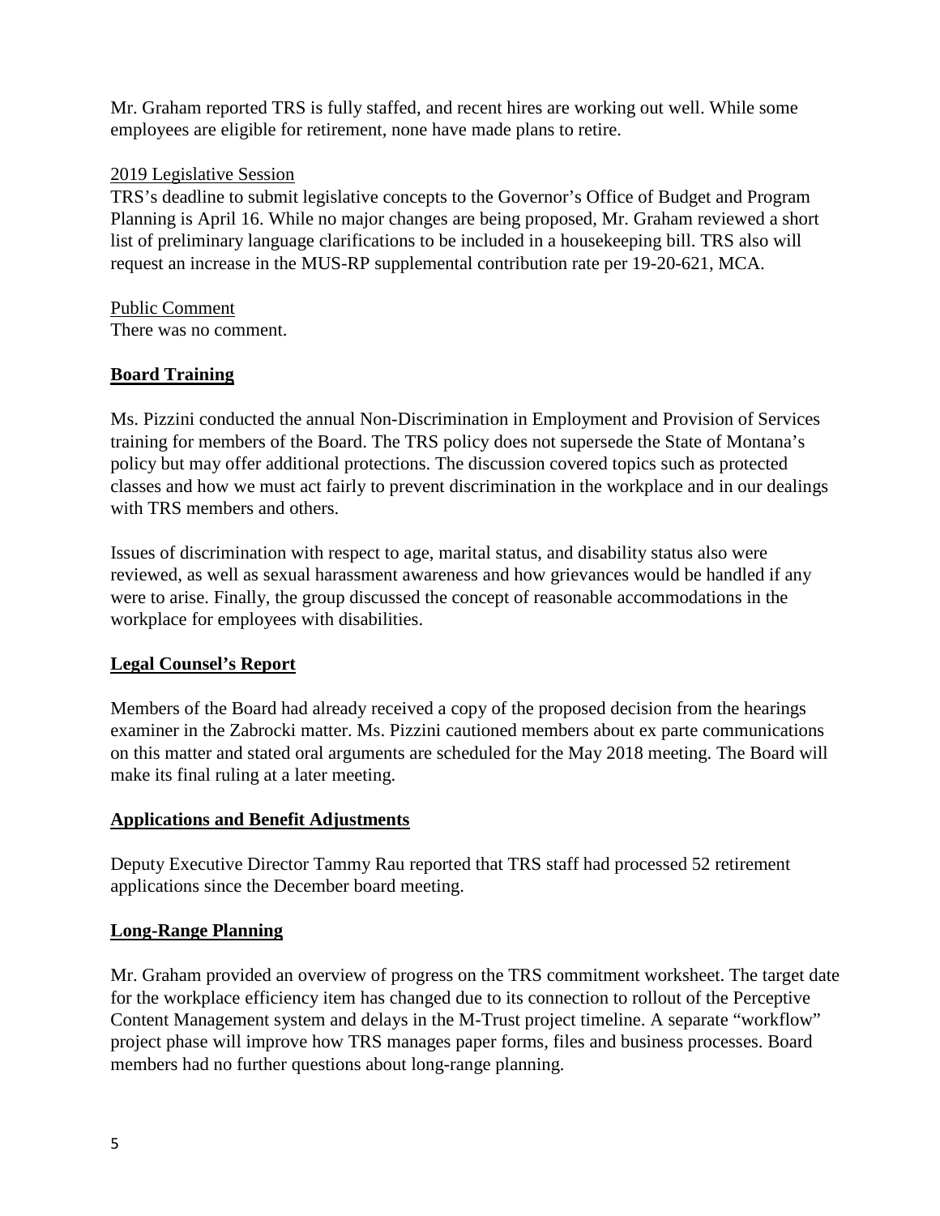Mr. Graham reported TRS is fully staffed, and recent hires are working out well. While some employees are eligible for retirement, none have made plans to retire.

<u>2019 Legislative Session</u>

TRS's deadline to submit legislative concepts to the Governor's Office of Budget and Program Planning is April 16. While no major changes are being proposed, Mr. Graham reviewed a short list of preliminary language clarifications to be included in a housekeeping bill. TRS also will request an increase in the MUS-RP supplemental contribution rate per 19-20-621, MCA.

<u>Public Comment</u>

There was no comment.

## Board Training

Ms. Pizzini conducted the annual Non-Discrimination in Employment and Provision of Services training for members of the Board. The TRS policy does not supersede the State of Montana's policy but may offer additional protections. The discussion covered topics such as protected classes and how we must act fairly to prevent discrimination in the workplace and in our dealings with TRS members and others.

Issues of discrimination with respect to age, marital status, and disability status also were reviewed, as well as sexual harassment awareness and how grievances would be handled if any were to arise. Finally, the group discussed the concept of reasonable accommodations in the workplace for employees with disabilities.

## Legal Counsel's Report

Members of the Board had already received a copy of the proposed decision from the hearings examiner in the Zabrocki matter. Ms. Pizzini cautioned members about ex parte communications on this matter and stated oral arguments are scheduled for the May 2018 meeting. The Board will make its final ruling at a later meeting.

## Applications and Benefit Adjustments

Deputy Executive Director Tammy Rau reported that TRS staff had processed 52 retirement applications since the December board meeting.

## Long-Range Planning

Mr. Graham provided an overview of progress on the TRS commitment worksheet. The target date for the workplace efficiency item has changed due to its connection to rollout of the Perceptive Content Management system and delays in the M-Trust project timeline. A separate "workflow" project phase will improve how TRS manages paper forms, files and business processes. Board members had no further questions about long-range planning.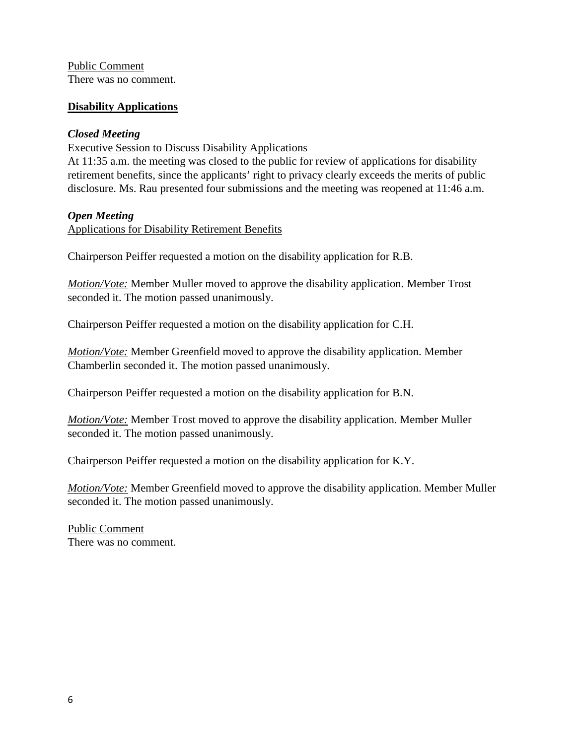Public Comment
There was no comment.

## **Disability Applications**

### ***Closed Meeting***

Executive Session to Discuss Disability Applications
At 11:35 a.m. the meeting was closed to the public for review of applications for disability retirement benefits, since the applicants' right to privacy clearly exceeds the merits of public disclosure. Ms. Rau presented four submissions and the meeting was reopened at 11:46 a.m.

### ***Open Meeting***

Applications for Disability Retirement Benefits

Chairperson Peiffer requested a motion on the disability application for R.B.

*Motion/Vote:* Member Muller moved to approve the disability application. Member Trost seconded it. The motion passed unanimously.

Chairperson Peiffer requested a motion on the disability application for C.H.

*Motion/Vote:* Member Greenfield moved to approve the disability application. Member Chamberlin seconded it. The motion passed unanimously.

Chairperson Peiffer requested a motion on the disability application for B.N.

*Motion/Vote:* Member Trost moved to approve the disability application. Member Muller seconded it. The motion passed unanimously.

Chairperson Peiffer requested a motion on the disability application for K.Y.

*Motion/Vote:* Member Greenfield moved to approve the disability application. Member Muller seconded it. The motion passed unanimously.

Public Comment
There was no comment.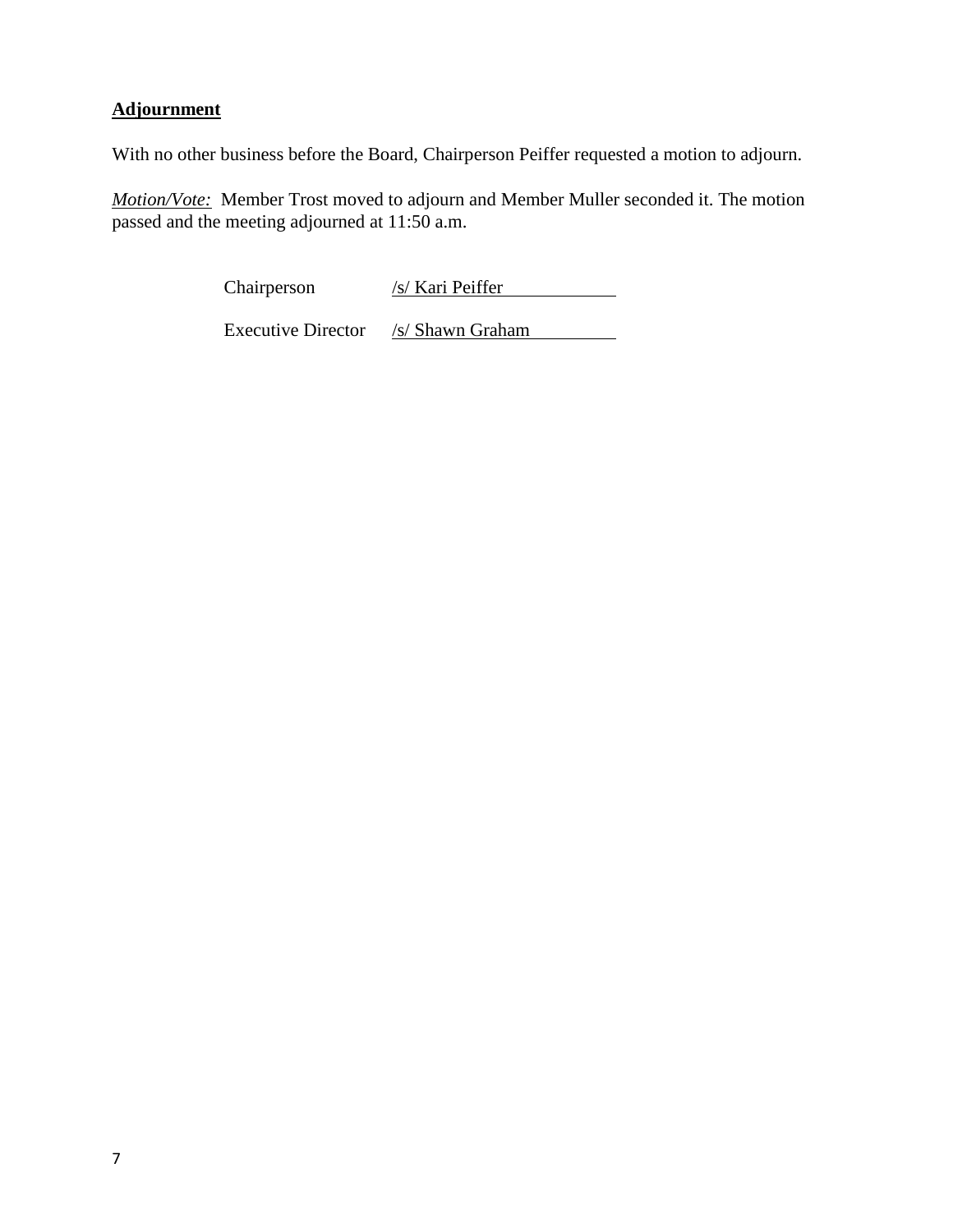## Adjournment

With no other business before the Board, Chairperson Peiffer requested a motion to adjourn.

*Motion/Vote:* Member Trost moved to adjourn and Member Muller seconded it. The motion passed and the meeting adjourned at 11:50 a.m.

| | |
|---|---|
| Chairperson | /s/ Kari Peiffer |
| Executive Director | /s/ Shawn Graham |